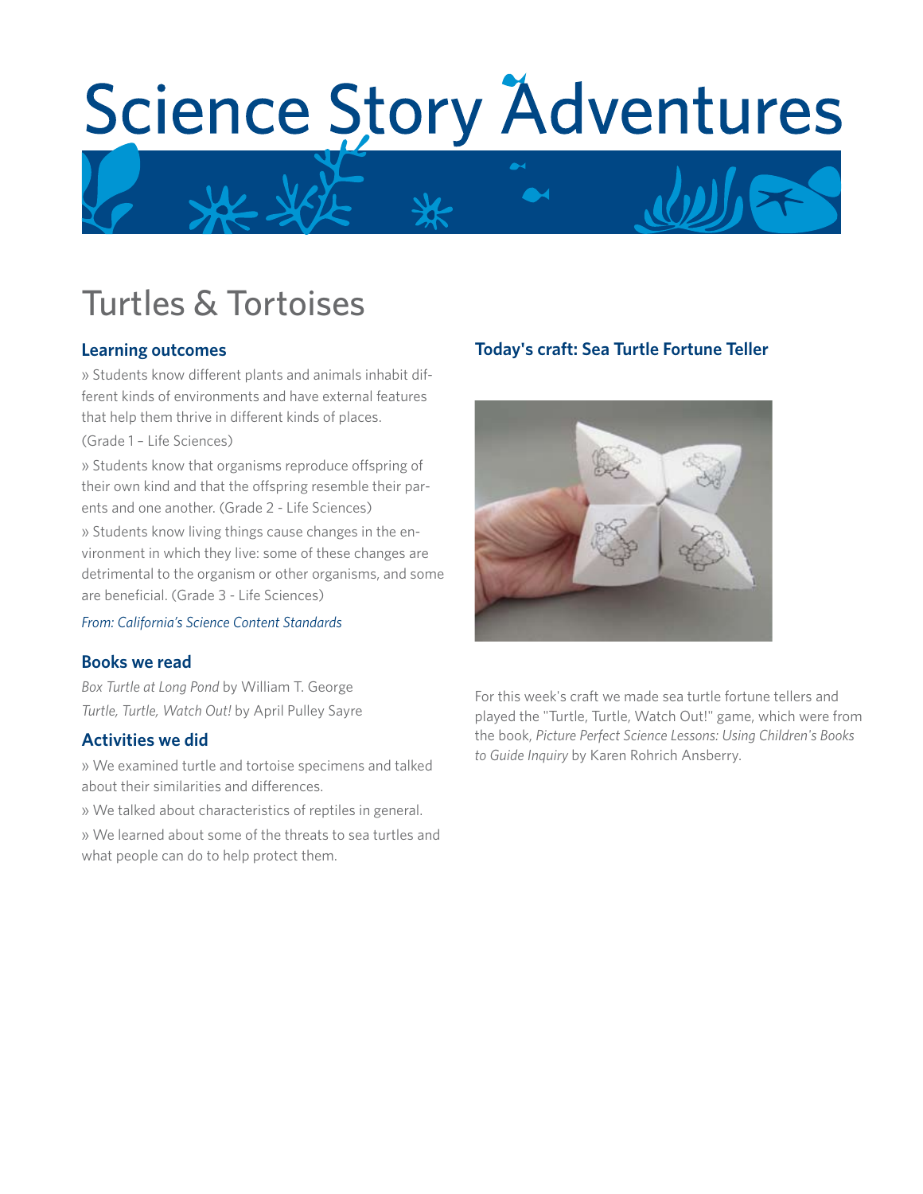# Science Story Adventures

## Turtles & Tortoises

### Learning outcomes

» Students know different plants and animals inhabit different kinds of environments and have external features that help them thrive in different kinds of places. (Grade 1 – Life Sciences)

» Students know that organisms reproduce offspring of their own kind and that the offspring resemble their parents and one another. (Grade 2 - Life Sciences)

» Students know living things cause changes in the environment in which they live: some of these changes are detrimental to the organism or other organisms, and some are beneficial. (Grade 3 - Life Sciences)

*From: California's Science Content Standards*

### Books we read

*Box Turtle at Long Pond* by William T. George
*Turtle, Turtle, Watch Out!* by April Pulley Sayre

### Activities we did

» We examined turtle and tortoise specimens and talked about their similarities and differences.

» We talked about characteristics of reptiles in general.

» We learned about some of the threats to sea turtles and what people can do to help protect them.

### Today's craft: Sea Turtle Fortune Teller

For this week's craft we made sea turtle fortune tellers and played the "Turtle, Turtle, Watch Out!" game, which were from the book, *Picture Perfect Science Lessons: Using Children's Books to Guide Inquiry* by Karen Rohrich Ansberry.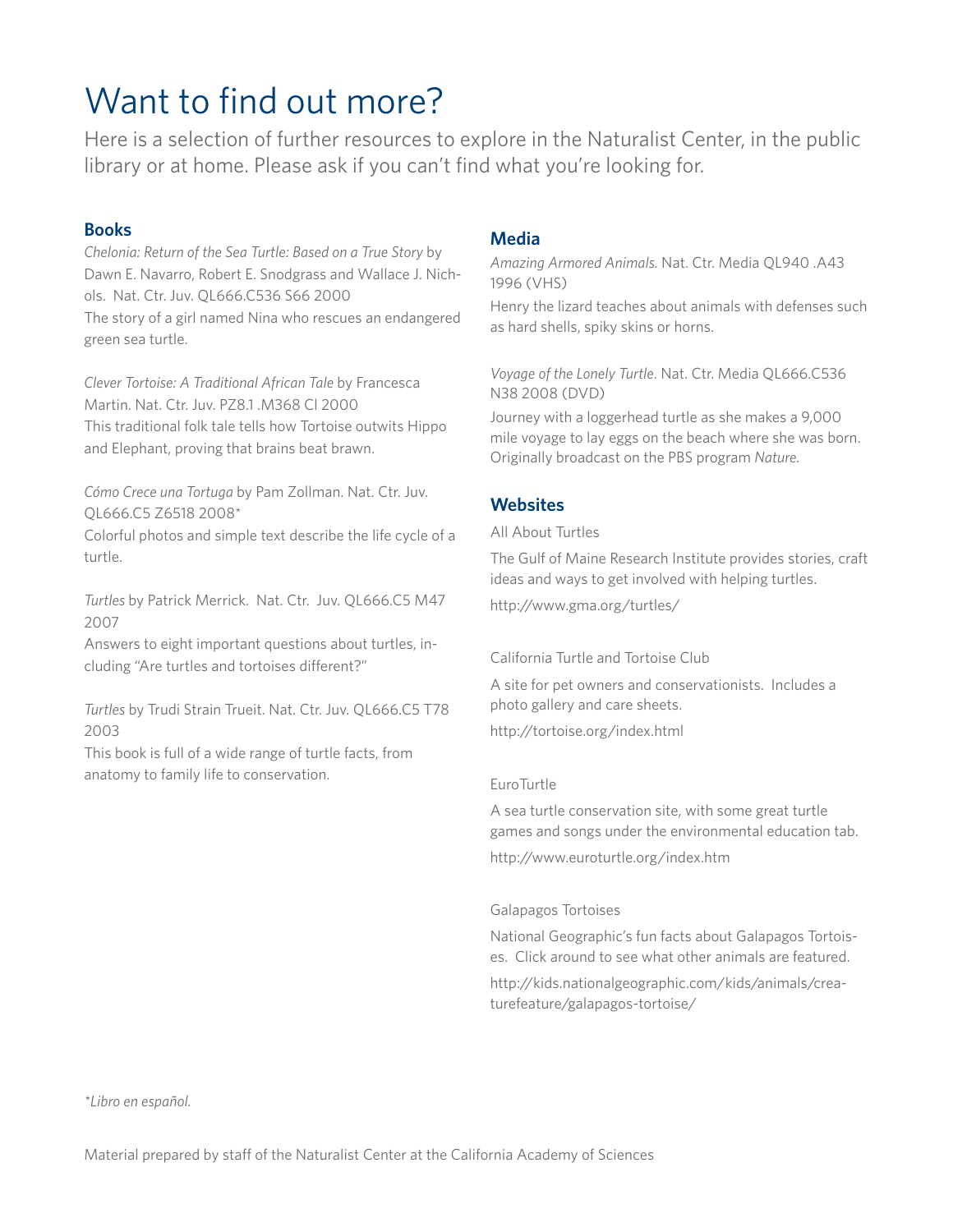# Want to find out more?

Here is a selection of further resources to explore in the Naturalist Center, in the public library or at home. Please ask if you can't find what you're looking for.

## Books

*Chelonia: Return of the Sea Turtle: Based on a True Story* by Dawn E. Navarro, Robert E. Snodgrass and Wallace J. Nichols. Nat. Ctr. Juv. QL666.C536 S66 2000
The story of a girl named Nina who rescues an endangered green sea turtle.

*Clever Tortoise: A Traditional African Tale* by Francesca Martin. Nat. Ctr. Juv. PZ8.1 .M368 Cl 2000
This traditional folk tale tells how Tortoise outwits Hippo and Elephant, proving that brains beat brawn.

*Cómo Crece una Tortuga* by Pam Zollman. Nat. Ctr. Juv. QL666.C5 Z6518 2008*
Colorful photos and simple text describe the life cycle of a turtle.

*Turtles* by Patrick Merrick. Nat. Ctr. Juv. QL666.C5 M47 2007
Answers to eight important questions about turtles, including "Are turtles and tortoises different?"

*Turtles* by Trudi Strain Trueit. Nat. Ctr. Juv. QL666.C5 T78 2003
This book is full of a wide range of turtle facts, from anatomy to family life to conservation.

## Media

*Amazing Armored Animals*. Nat. Ctr. Media QL940 .A43 1996 (VHS)
Henry the lizard teaches about animals with defenses such as hard shells, spiky skins or horns.

*Voyage of the Lonely Turtle*. Nat. Ctr. Media QL666.C536 N38 2008 (DVD)
Journey with a loggerhead turtle as she makes a 9,000 mile voyage to lay eggs on the beach where she was born. Originally broadcast on the PBS program *Nature*.

## Websites

All About Turtles

The Gulf of Maine Research Institute provides stories, craft ideas and ways to get involved with helping turtles.

http://www.gma.org/turtles/

California Turtle and Tortoise Club

A site for pet owners and conservationists. Includes a photo gallery and care sheets.

http://tortoise.org/index.html

EuroTurtle

A sea turtle conservation site, with some great turtle games and songs under the environmental education tab.

http://www.euroturtle.org/index.htm

Galapagos Tortoises

National Geographic's fun facts about Galapagos Tortoises. Click around to see what other animals are featured.

http://kids.nationalgeographic.com/kids/animals/creaturefeature/galapagos-tortoise/

*\*Libro en español.*

Material prepared by staff of the Naturalist Center at the California Academy of Sciences